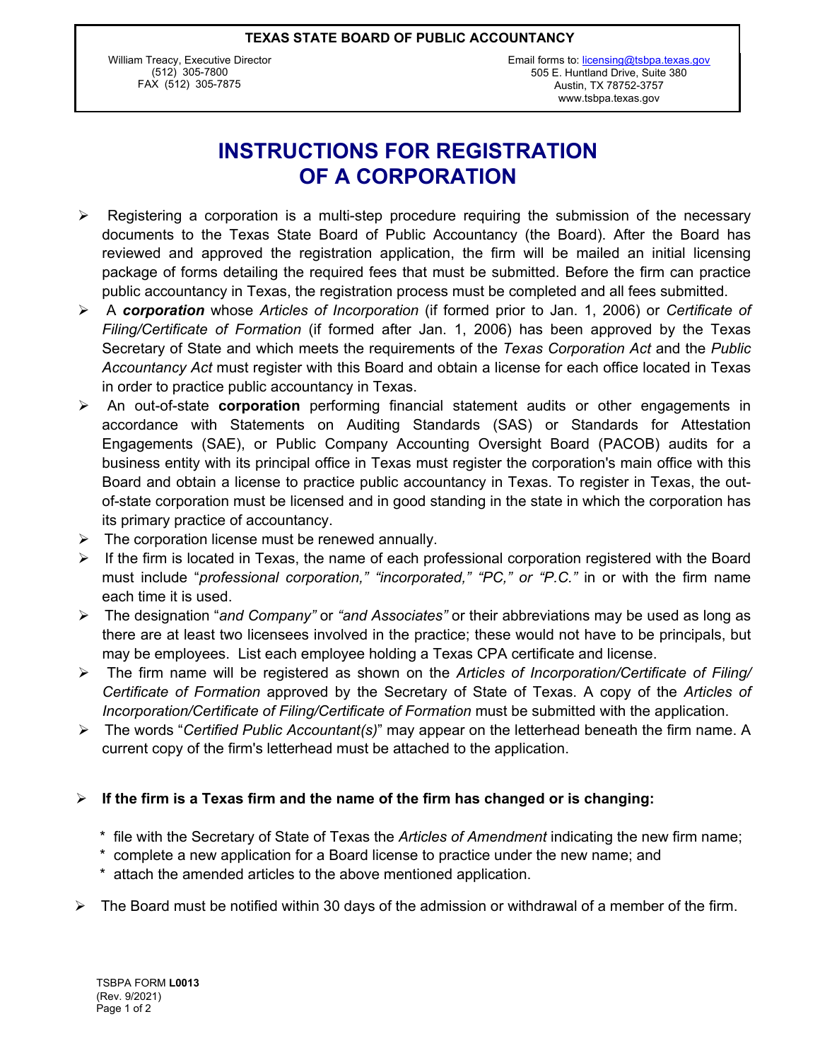**TEXAS STATE BOARD OF PUBLIC ACCOUNTANCY**

William Treacy, Executive Director
(512) 305-7800
FAX (512) 305-7875

Email forms to: licensing@tsbpa.texas.gov
505 E. Huntland Drive, Suite 380
Austin, TX 78752-3757
www.tsbpa.texas.gov

# INSTRUCTIONS FOR REGISTRATION OF A CORPORATION

- Registering a corporation is a multi-step procedure requiring the submission of the necessary documents to the Texas State Board of Public Accountancy (the Board). After the Board has reviewed and approved the registration application, the firm will be mailed an initial licensing package of forms detailing the required fees that must be submitted. Before the firm can practice public accountancy in Texas, the registration process must be completed and all fees submitted.
- A ***corporation*** whose *Articles of Incorporation* (if formed prior to Jan. 1, 2006) or *Certificate of Filing/Certificate of Formation* (if formed after Jan. 1, 2006) has been approved by the Texas Secretary of State and which meets the requirements of the *Texas Corporation Act* and the *Public Accountancy Act* must register with this Board and obtain a license for each office located in Texas in order to practice public accountancy in Texas.
- An out-of-state **corporation** performing financial statement audits or other engagements in accordance with Statements on Auditing Standards (SAS) or Standards for Attestation Engagements (SAE), or Public Company Accounting Oversight Board (PACOB) audits for a business entity with its principal office in Texas must register the corporation's main office with this Board and obtain a license to practice public accountancy in Texas. To register in Texas, the out-of-state corporation must be licensed and in good standing in the state in which the corporation has its primary practice of accountancy.
- The corporation license must be renewed annually.
- If the firm is located in Texas, the name of each professional corporation registered with the Board must include "*professional corporation," "incorporated," "PC," or "P.C."* in or with the firm name each time it is used.
- The designation "*and Company"* or *"and Associates"* or their abbreviations may be used as long as there are at least two licensees involved in the practice; these would not have to be principals, but may be employees. List each employee holding a Texas CPA certificate and license.
- The firm name will be registered as shown on the *Articles of Incorporation/Certificate of Filing/ Certificate of Formation* approved by the Secretary of State of Texas. A copy of the *Articles of Incorporation/Certificate of Filing/Certificate of Formation* must be submitted with the application.
- The words "*Certified Public Accountant(s)*" may appear on the letterhead beneath the firm name. A current copy of the firm's letterhead must be attached to the application.

- **If the firm is a Texas firm and the name of the firm has changed or is changing:**

  * file with the Secretary of State of Texas the *Articles of Amendment* indicating the new firm name;
  * complete a new application for a Board license to practice under the new name; and
  * attach the amended articles to the above mentioned application.

- The Board must be notified within 30 days of the admission or withdrawal of a member of the firm.

TSBPA FORM **L0013**
(Rev. 9/2021)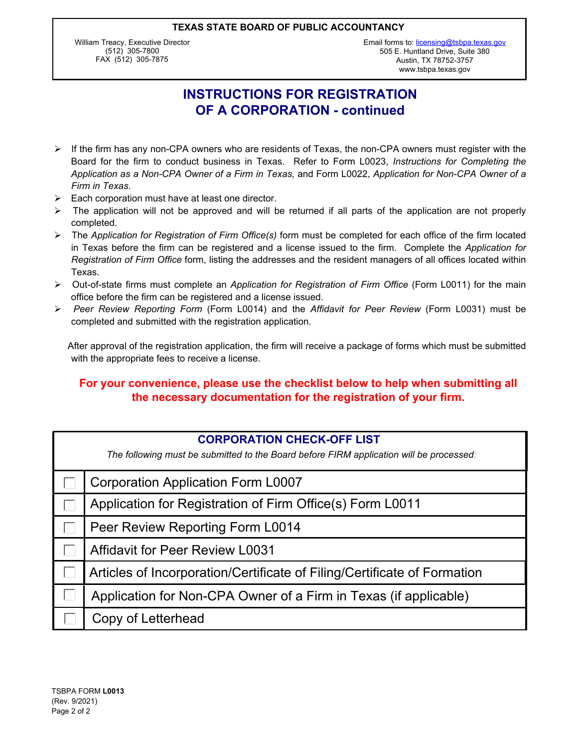**TEXAS STATE BOARD OF PUBLIC ACCOUNTANCY**

William Treacy, Executive Director
(512) 305-7800
FAX (512) 305-7875

Email forms to: licensing@tsbpa.texas.gov
505 E. Huntland Drive, Suite 380
Austin, TX 78752-3757
www.tsbpa.texas.gov

# INSTRUCTIONS FOR REGISTRATION OF A CORPORATION - continued

- If the firm has any non-CPA owners who are residents of Texas, the non-CPA owners must register with the Board for the firm to conduct business in Texas. Refer to Form L0023, *Instructions for Completing the Application as a Non-CPA Owner of a Firm in Texas,* and Form L0022, *Application for Non-CPA Owner of a Firm in Texas*.
- Each corporation must have at least one director.
- The application will not be approved and will be returned if all parts of the application are not properly completed.
- The *Application for Registration of Firm Office(s)* form must be completed for each office of the firm located in Texas before the firm can be registered and a license issued to the firm. Complete the *Application for Registration of Firm Office* form, listing the addresses and the resident managers of all offices located within Texas.
- Out-of-state firms must complete an *Application for Registration of Firm Office* (Form L0011) for the main office before the firm can be registered and a license issued.
- *Peer Review Reporting Form* (Form L0014) and the *Affidavit for Peer Review* (Form L0031) must be completed and submitted with the registration application.

After approval of the registration application, the firm will receive a package of forms which must be submitted with the appropriate fees to receive a license.

**For your convenience, please use the checklist below to help when submitting all the necessary documentation for the registration of your firm.**

| **CORPORATION CHECK-OFF LIST** | |
|---|---|
| *The following must be submitted to the Board before FIRM application will be processed:* | |
| ☐ | Corporation Application Form L0007 |
| ☐ | Application for Registration of Firm Office(s) Form L0011 |
| ☐ | Peer Review Reporting Form L0014 |
| ☐ | Affidavit for Peer Review L0031 |
| ☐ | Articles of Incorporation/Certificate of Filing/Certificate of Formation |
| ☐ | Application for Non-CPA Owner of a Firm in Texas (if applicable) |
| ☐ | Copy of Letterhead |

TSBPA FORM **L0013**
(Rev. 9/2021)